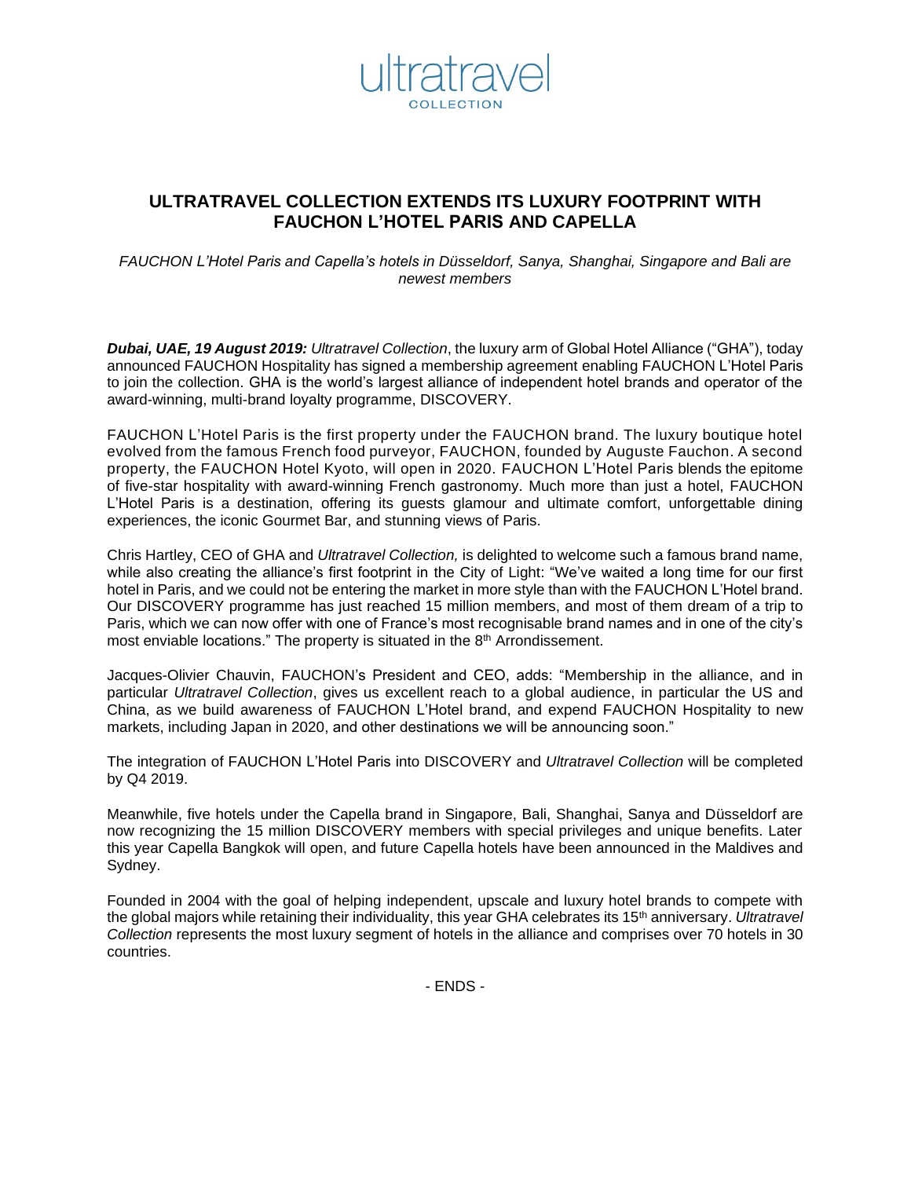ultratravel
COLLECTION

## ULTRATRAVEL COLLECTION EXTENDS ITS LUXURY FOOTPRINT WITH FAUCHON L'HOTEL PARIS AND CAPELLA

*FAUCHON L'Hotel Paris and Capella's hotels in Düsseldorf, Sanya, Shanghai, Singapore and Bali are newest members*

***Dubai, UAE, 19 August 2019:*** *Ultratravel Collection*, the luxury arm of Global Hotel Alliance ("GHA"), today announced FAUCHON Hospitality has signed a membership agreement enabling FAUCHON L'Hotel Paris to join the collection. GHA is the world's largest alliance of independent hotel brands and operator of the award-winning, multi-brand loyalty programme, DISCOVERY.

FAUCHON L'Hotel Paris is the first property under the FAUCHON brand. The luxury boutique hotel evolved from the famous French food purveyor, FAUCHON, founded by Auguste Fauchon. A second property, the FAUCHON Hotel Kyoto, will open in 2020. FAUCHON L'Hotel Paris blends the epitome of five-star hospitality with award-winning French gastronomy. Much more than just a hotel, FAUCHON L'Hotel Paris is a destination, offering its guests glamour and ultimate comfort, unforgettable dining experiences, the iconic Gourmet Bar, and stunning views of Paris.

Chris Hartley, CEO of GHA and *Ultratravel Collection,* is delighted to welcome such a famous brand name, while also creating the alliance's first footprint in the City of Light: "We've waited a long time for our first hotel in Paris, and we could not be entering the market in more style than with the FAUCHON L'Hotel brand. Our DISCOVERY programme has just reached 15 million members, and most of them dream of a trip to Paris, which we can now offer with one of France's most recognisable brand names and in one of the city's most enviable locations." The property is situated in the 8th Arrondissement.

Jacques-Olivier Chauvin, FAUCHON's President and CEO, adds: "Membership in the alliance, and in particular *Ultratravel Collection*, gives us excellent reach to a global audience, in particular the US and China, as we build awareness of FAUCHON L'Hotel brand, and expend FAUCHON Hospitality to new markets, including Japan in 2020, and other destinations we will be announcing soon."

The integration of FAUCHON L'Hotel Paris into DISCOVERY and *Ultratravel Collection* will be completed by Q4 2019.

Meanwhile, five hotels under the Capella brand in Singapore, Bali, Shanghai, Sanya and Düsseldorf are now recognizing the 15 million DISCOVERY members with special privileges and unique benefits. Later this year Capella Bangkok will open, and future Capella hotels have been announced in the Maldives and Sydney.

Founded in 2004 with the goal of helping independent, upscale and luxury hotel brands to compete with the global majors while retaining their individuality, this year GHA celebrates its 15th anniversary. *Ultratravel Collection* represents the most luxury segment of hotels in the alliance and comprises over 70 hotels in 30 countries.

- ENDS -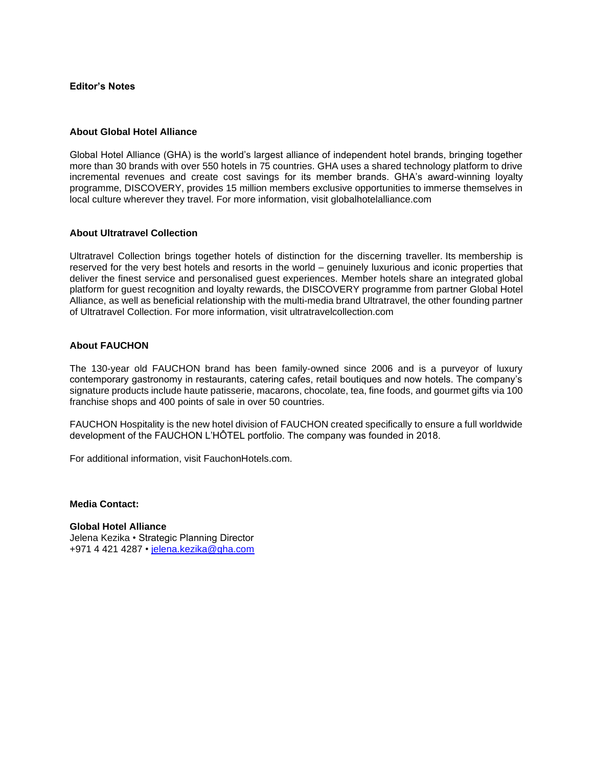**Editor's Notes**

**About Global Hotel Alliance**

Global Hotel Alliance (GHA) is the world's largest alliance of independent hotel brands, bringing together more than 30 brands with over 550 hotels in 75 countries. GHA uses a shared technology platform to drive incremental revenues and create cost savings for its member brands. GHA's award-winning loyalty programme, DISCOVERY, provides 15 million members exclusive opportunities to immerse themselves in local culture wherever they travel. For more information, visit globalhotelalliance.com

**About Ultratravel Collection**

Ultratravel Collection brings together hotels of distinction for the discerning traveller. Its membership is reserved for the very best hotels and resorts in the world – genuinely luxurious and iconic properties that deliver the finest service and personalised guest experiences. Member hotels share an integrated global platform for guest recognition and loyalty rewards, the DISCOVERY programme from partner Global Hotel Alliance, as well as beneficial relationship with the multi-media brand Ultratravel, the other founding partner of Ultratravel Collection. For more information, visit ultratravelcollection.com

**About FAUCHON**

The 130-year old FAUCHON brand has been family-owned since 2006 and is a purveyor of luxury contemporary gastronomy in restaurants, catering cafes, retail boutiques and now hotels. The company's signature products include haute patisserie, macarons, chocolate, tea, fine foods, and gourmet gifts via 100 franchise shops and 400 points of sale in over 50 countries.

FAUCHON Hospitality is the new hotel division of FAUCHON created specifically to ensure a full worldwide development of the FAUCHON L'HÔTEL portfolio. The company was founded in 2018.

For additional information, visit FauchonHotels.com.

**Media Contact:**

**Global Hotel Alliance**
Jelena Kezika • Strategic Planning Director
+971 4 421 4287 • [jelena.kezika@gha.com](mailto:jelena.kezika@gha.com)